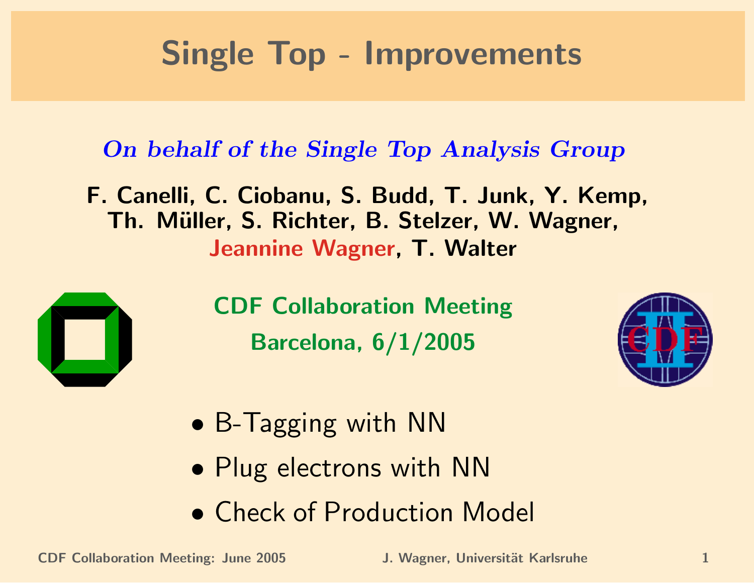# Single Top - Improvements

*On behalf of the Single Top Analysis Group*

**F. Canelli, C. Ciobanu, S. Budd, T. Junk, Y. Kemp, Th. Müller, S. Richter, B. Stelzer, W. Wagner, Jeannine Wagner, T. Walter**

**CDF Collaboration Meeting**

**Barcelona, 6/1/2005**

- B-Tagging with NN
- Plug electrons with NN
- Check of Production Model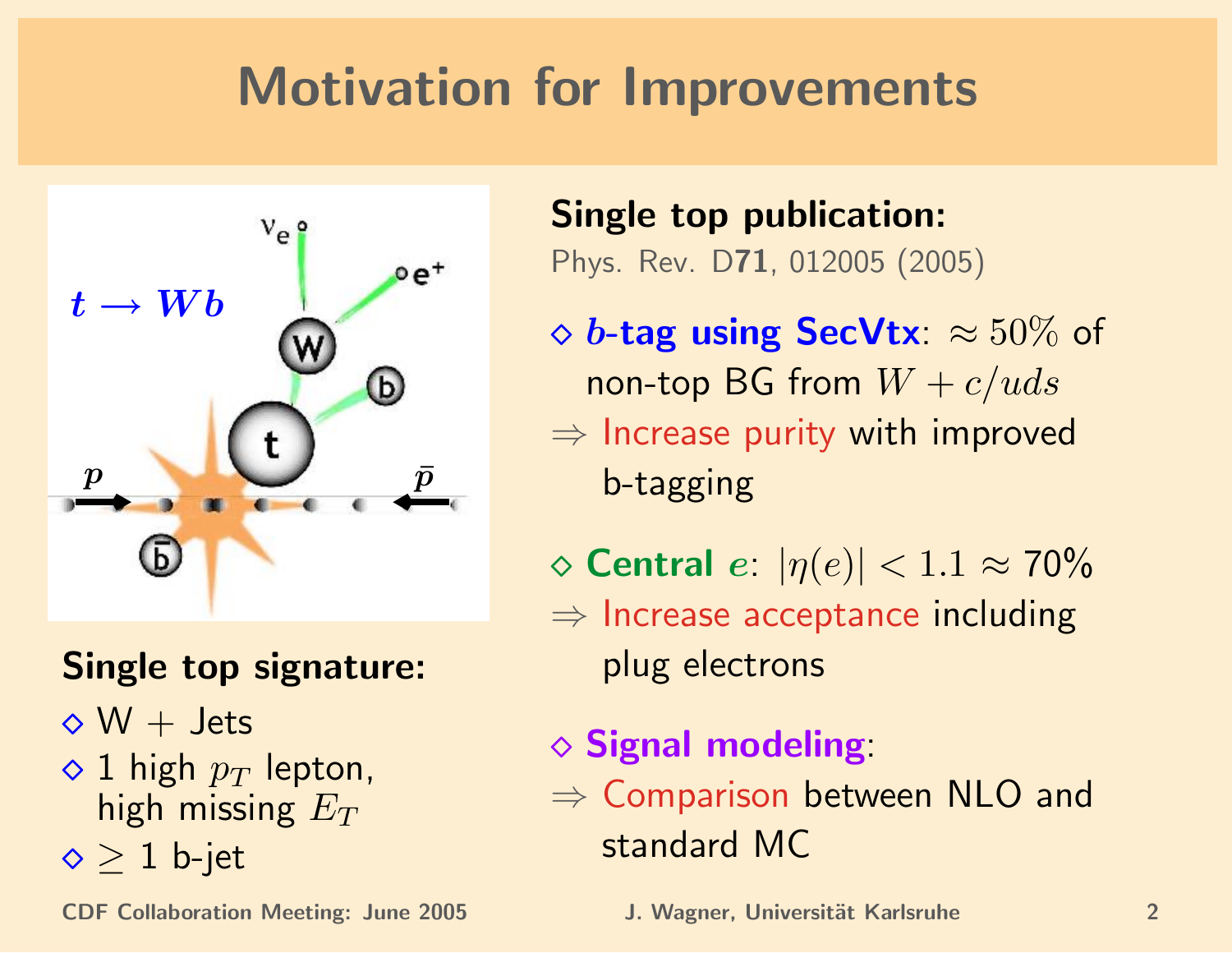# Motivation for Improvements

$t \rightarrow Wb$

**Single top signature:**

- W + Jets
- 1 high $p_T$ lepton, high missing $E_T$
- $\geq$ 1 b-jet

**Single top publication:**

Phys. Rev. D**71**, 012005 (2005)

- ***b*-tag using SecVtx**: $\approx 50\%$ of non-top BG from $W + c/uds$
  
  $\Rightarrow$ Increase purity with improved b-tagging

- **Central $e$**: $|\eta(e)| < 1.1 \approx 70\%$
  
  $\Rightarrow$ Increase acceptance including plug electrons

- **Signal modeling**:
  
  $\Rightarrow$ Comparison between NLO and standard MC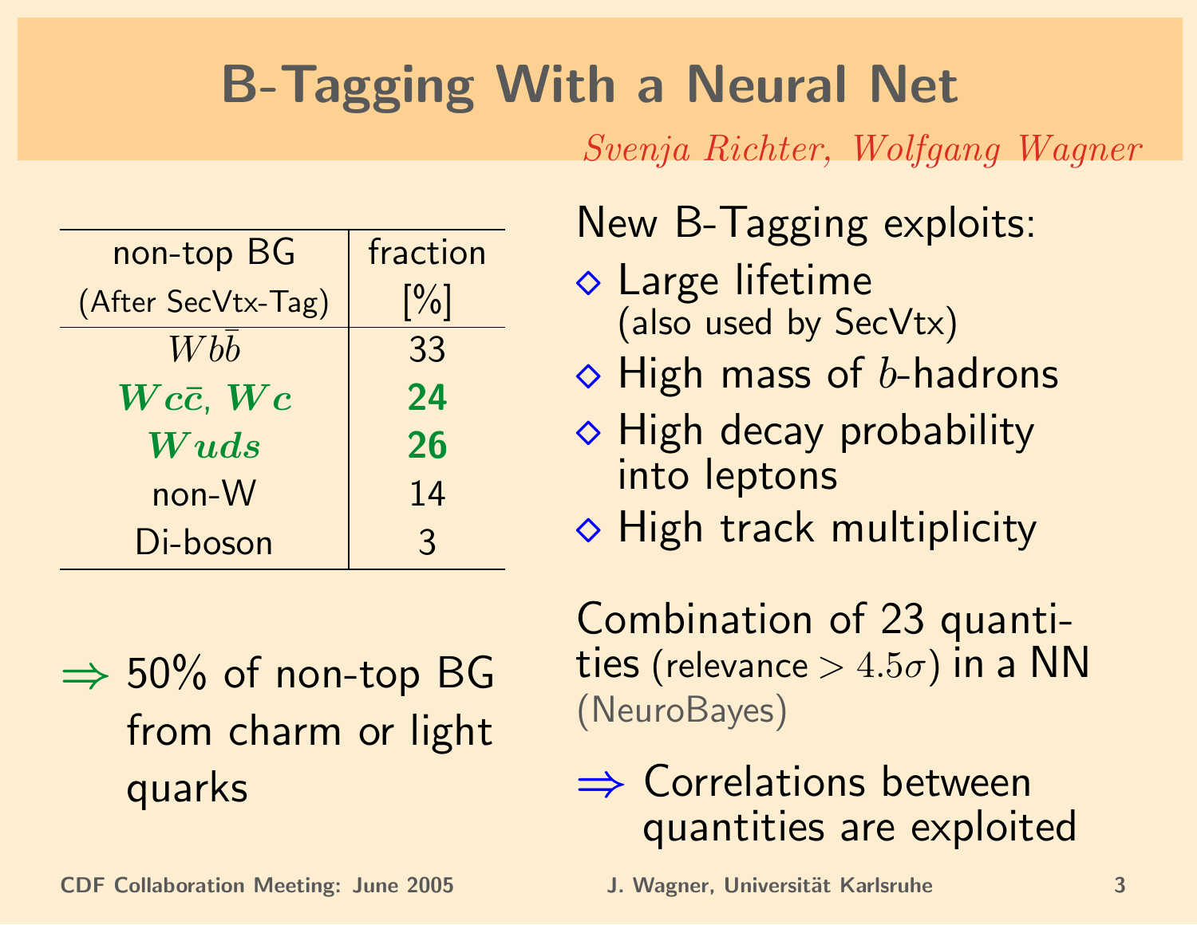# B-Tagging With a Neural Net

*Svenja Richter, Wolfgang Wagner*

| non-top BG (After SecVtx-Tag) | fraction [%] |
|---|---|
| $Wb\bar{b}$ | 33 |
| **$Wc\bar{c}$, $Wc$** | **24** |
| **$Wuds$** | **26** |
| non-W | 14 |
| Di-boson | 3 |

⇒ 50% of non-top BG from charm or light quarks

New B-Tagging exploits:

- ◇ Large lifetime (also used by SecVtx)
- ◇ High mass of $b$-hadrons
- ◇ High decay probability into leptons
- ◇ High track multiplicity

Combination of 23 quantities (relevance $> 4.5\sigma$) in a NN (NeuroBayes)

⇒ Correlations between quantities are exploited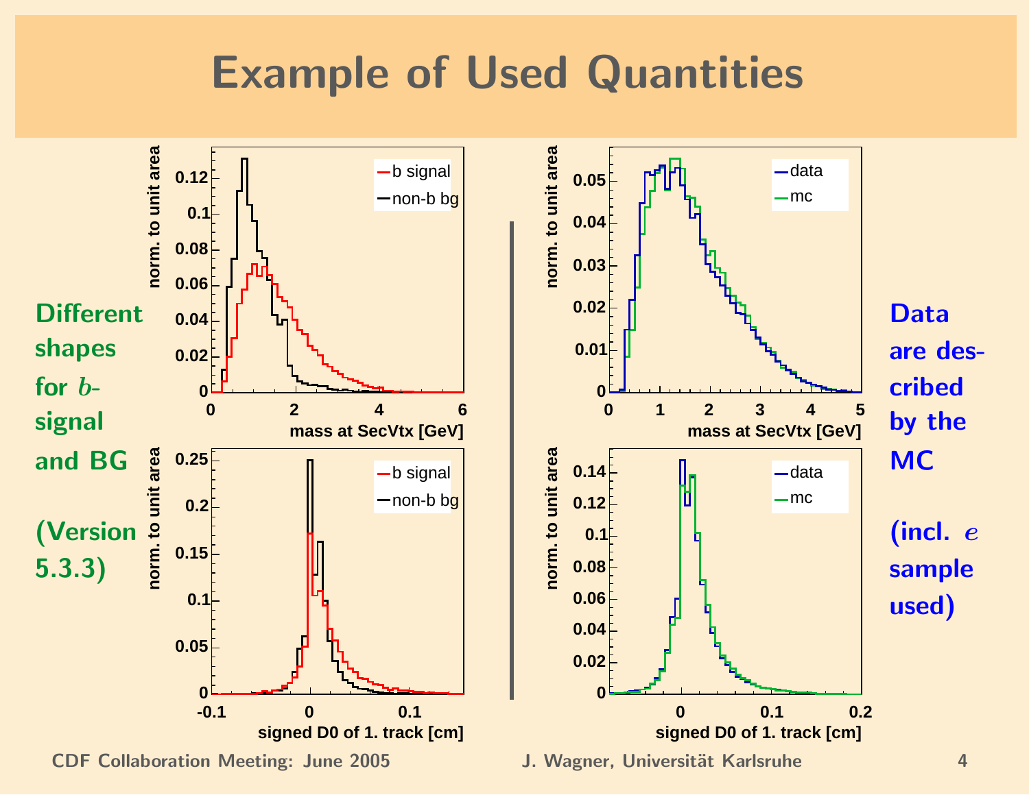# Example of Used Quantities

**Different shapes for $b$-signal and BG**

**(Version 5.3.3)**

**Data are described by the MC**

**(incl. $e$ sample used)**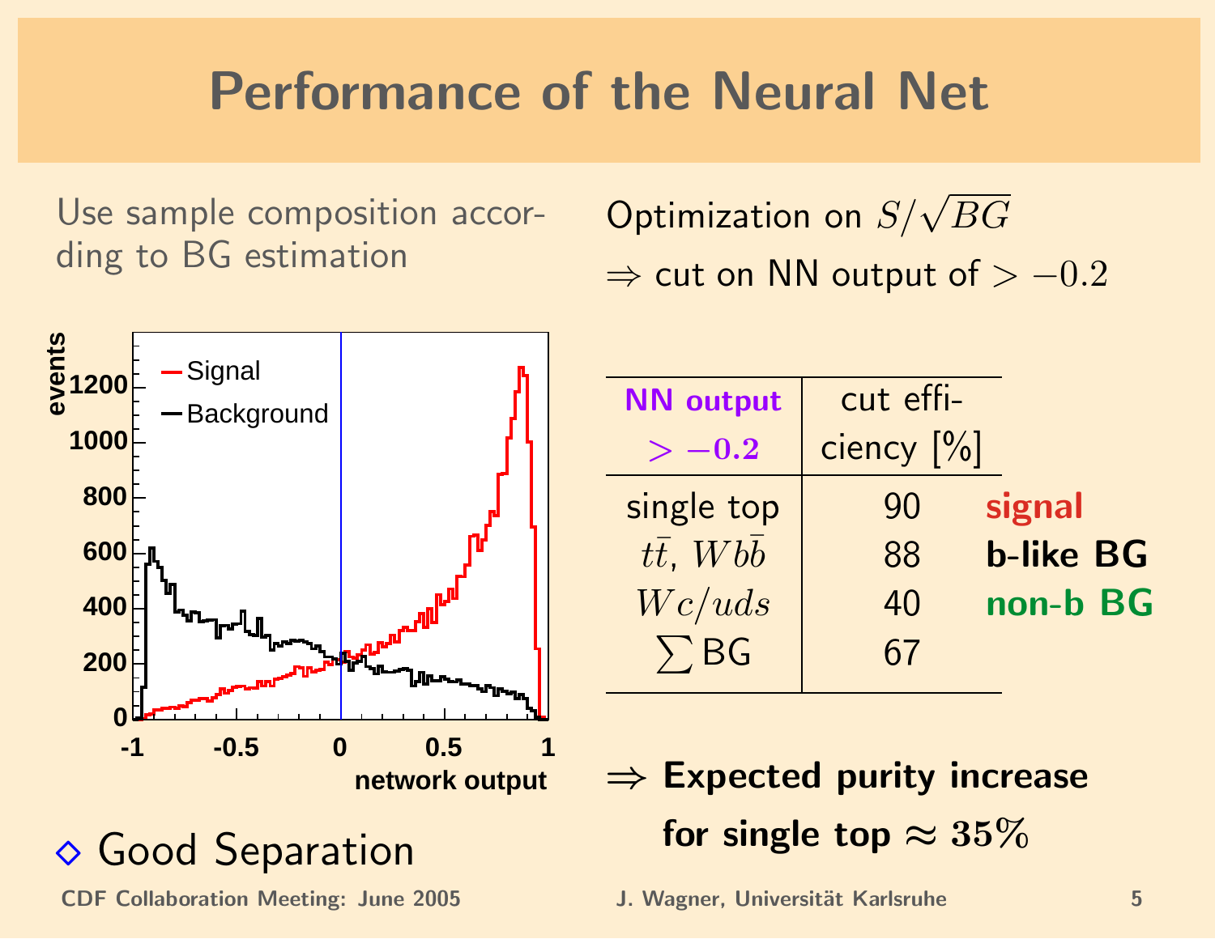# Performance of the Neural Net

Use sample composition according to BG estimation

◇ Good Separation

Optimization on $S/\sqrt{BG}$

$\Rightarrow$ cut on NN output of $> -0.2$

| **NN output $> -0.2$** | cut efficiency [%] | |
|---|---|---|
| single top | 90 | **signal** |
| $t\bar{t}$, $Wb\bar{b}$ | 88 | **b-like BG** |
| $Wc/uds$ | 40 | **non-b BG** |
| $\sum$ BG | 67 | |

$\Rightarrow$ **Expected purity increase for single top $\approx 35\%$**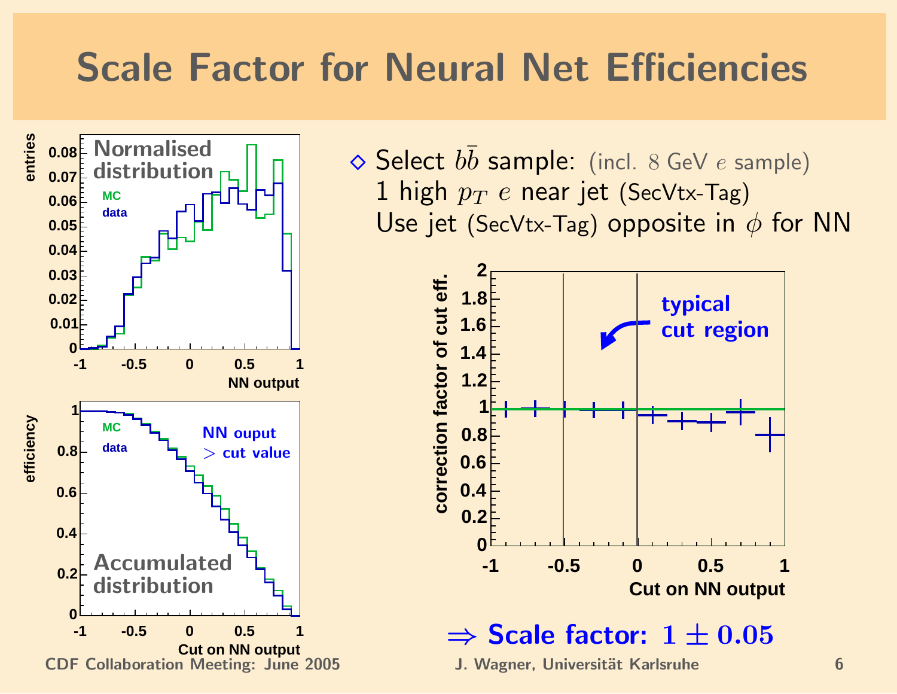# Scale Factor for Neural Net Efficiencies

◇ Select $b\bar{b}$ sample: (incl. $8$ GeV $e$ sample)
1 high $p_T$ $e$ near jet (SecVtx-Tag)
Use jet (SecVtx-Tag) opposite in $\phi$ for NN

$\Rightarrow$ **Scale factor: $1 \pm 0.05$**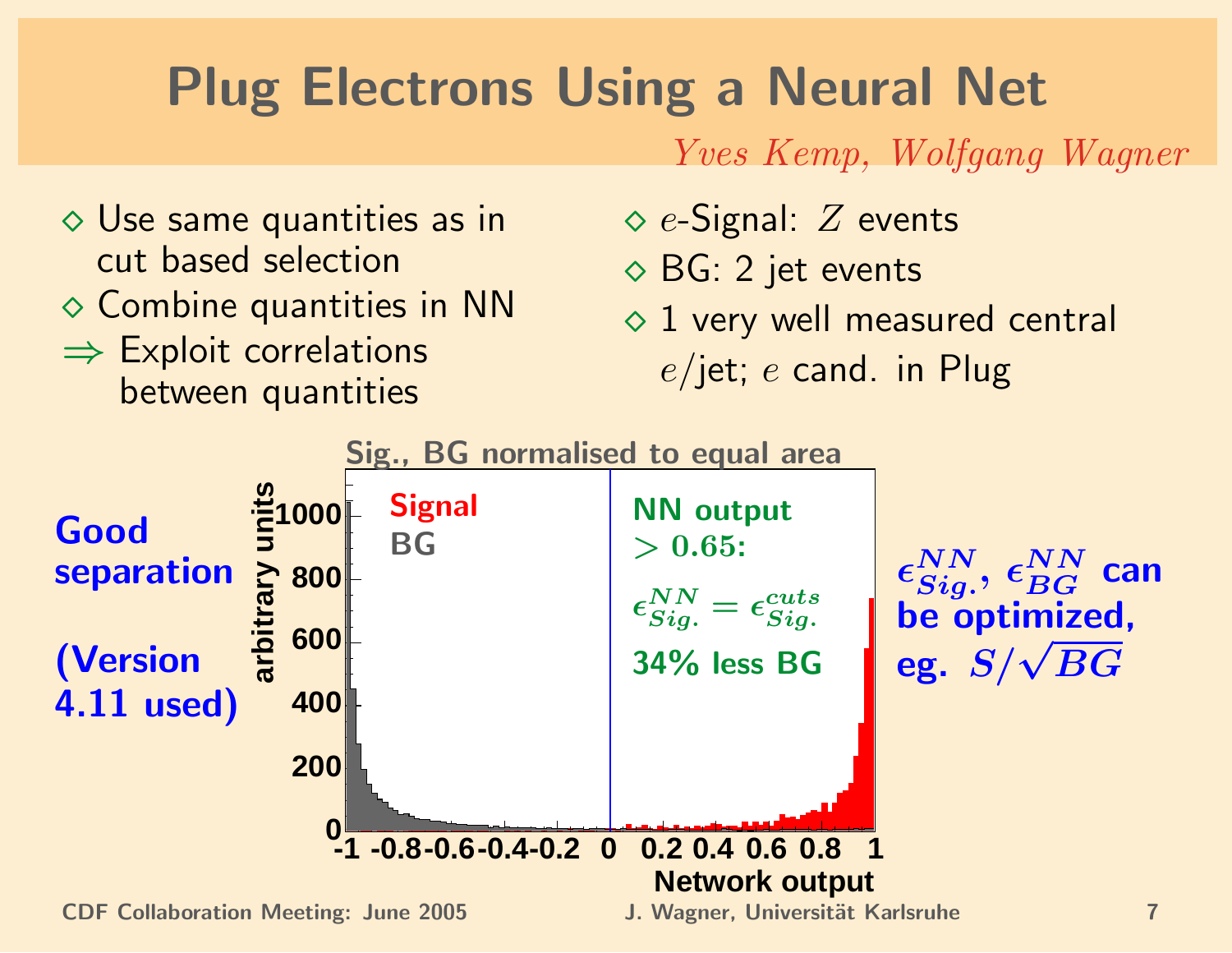# Plug Electrons Using a Neural Net

*Yves Kemp, Wolfgang Wagner*

- ◇ Use same quantities as in cut based selection
- ◇ Combine quantities in NN
- ⇒ Exploit correlations between quantities

- ◇ $e$-Signal: $Z$ events
- ◇ BG: 2 jet events
- ◇ 1 very well measured central $e$/jet; $e$ cand. in Plug

**Good separation**

**(Version 4.11 used)**

Sig., BG normalised to equal area

Signal
BG

NN output $> 0.65$:

$\epsilon_{Sig.}^{NN} = \epsilon_{Sig.}^{cuts}$

34% less BG

arbitrary units

Network output

**$\epsilon_{Sig.}^{NN}$, $\epsilon_{BG}^{NN}$ can be optimized, eg. $S/\sqrt{BG}$**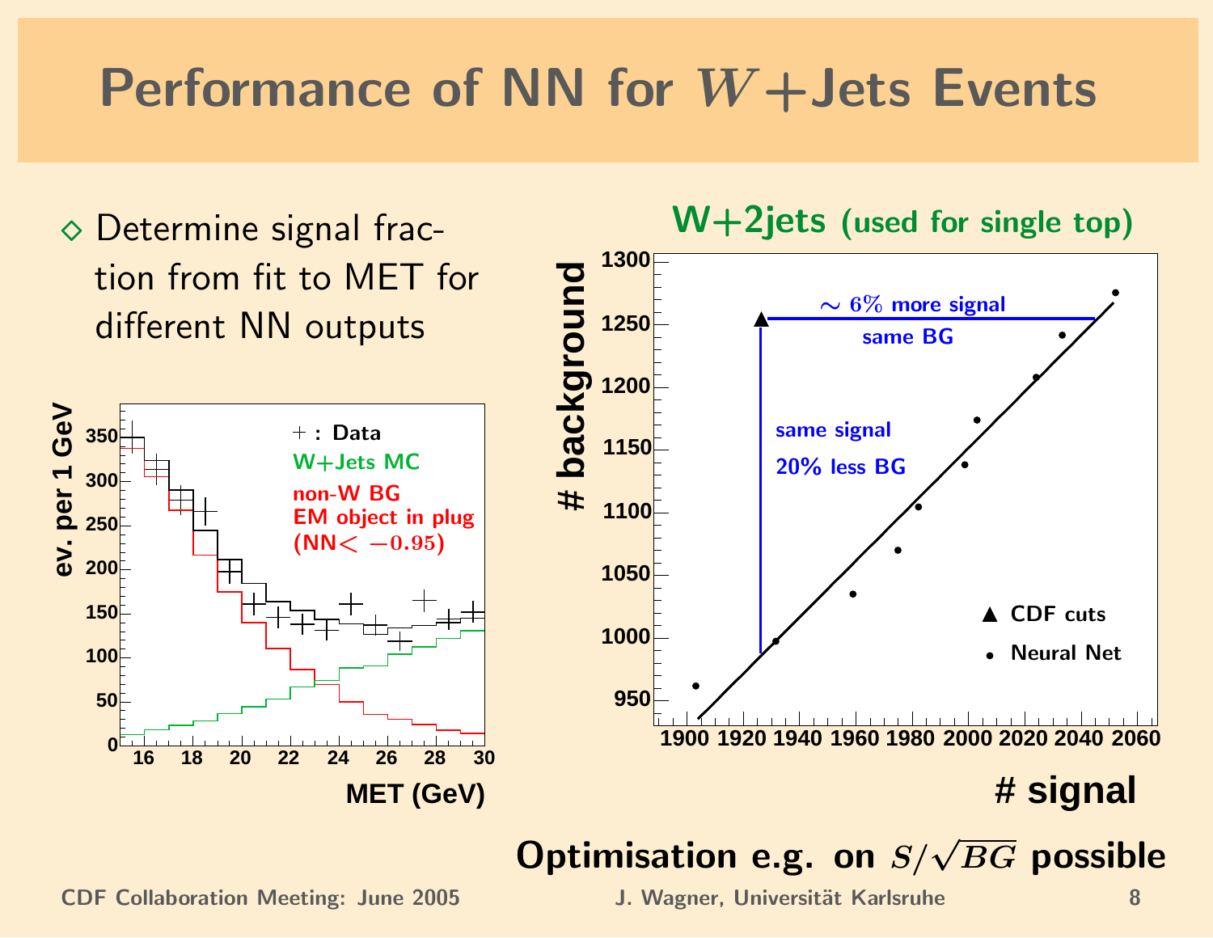# Performance of NN for $W$+Jets Events

◇ Determine signal fraction from fit to MET for different NN outputs

+ : Data
W+Jets MC
non-W BG
EM object in plug
(NN$< -0.95$)

ev. per 1 GeV

MET (GeV)

**W+2jets (used for single top)**

$\sim$ 6% more signal
same BG

same signal
20% less BG

▲ CDF cuts
• Neural Net

# background

# signal

**Optimisation e.g. on $S/\sqrt{BG}$ possible**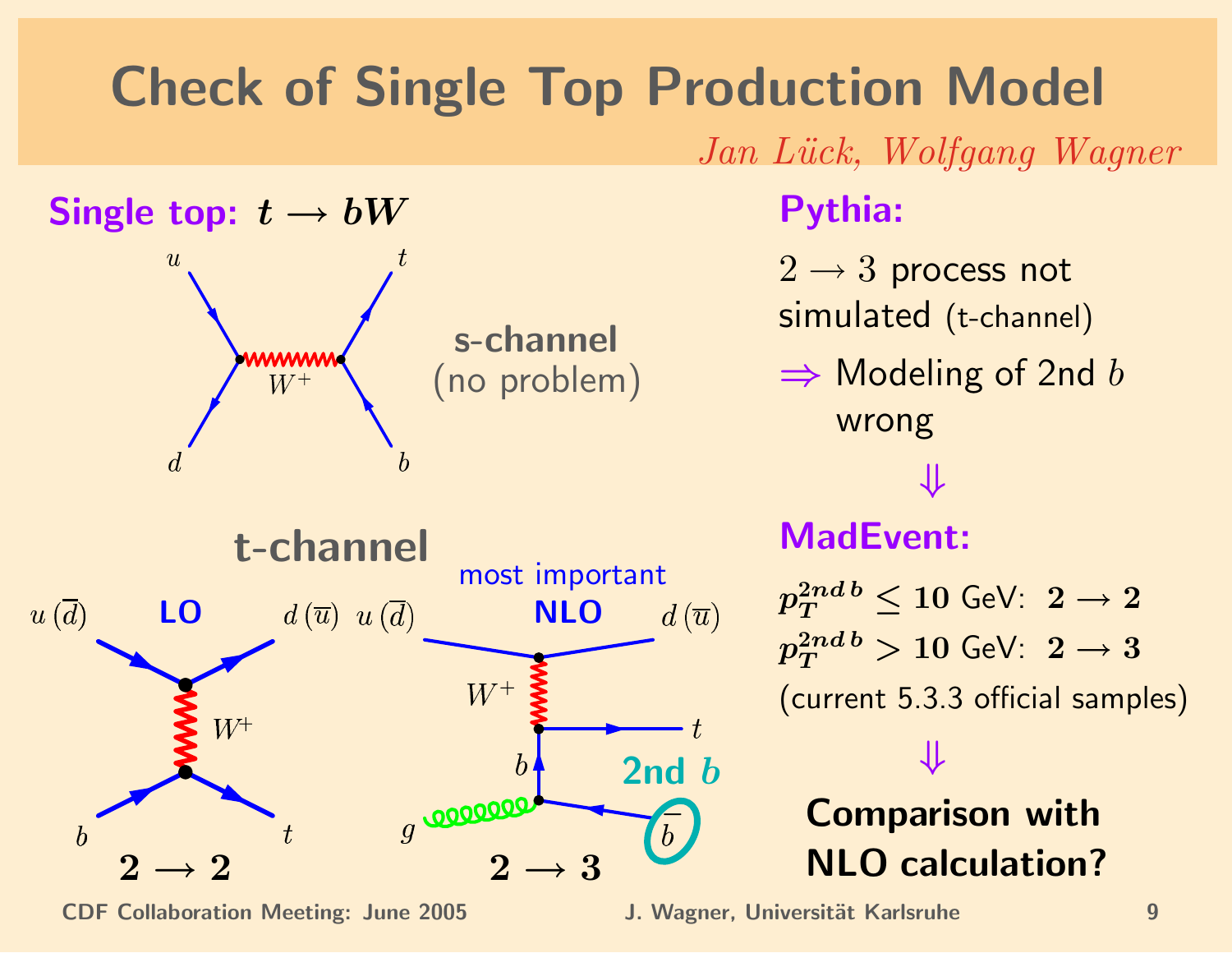# Check of Single Top Production Model

*Jan Lück, Wolfgang Wagner*

**Single top:** $t \rightarrow bW$

$u$, $d$, $W^+$, $t$, $b$

**s-channel**
(no problem)

**t-channel**

**LO**

$u\,(\bar{d})$, $d\,(\bar{u})$, $W^+$, $b$, $t$

$2 \rightarrow 2$

most important

**NLO**

$u\,(\bar{d})$, $d\,(\bar{u})$, $W^+$, $t$, $b$, $g$, $\bar{b}$

**2nd $b$**

$2 \rightarrow 3$

**Pythia:**

$2 \rightarrow 3$ process not simulated (t-channel)

$\Rightarrow$ Modeling of 2nd $b$ wrong

$\Downarrow$

**MadEvent:**

$p_T^{2nd\,b} \leq 10$ GeV: $2 \rightarrow 2$

$p_T^{2nd\,b} > 10$ GeV: $2 \rightarrow 3$

(current 5.3.3 official samples)

$\Downarrow$

**Comparison with NLO calculation?**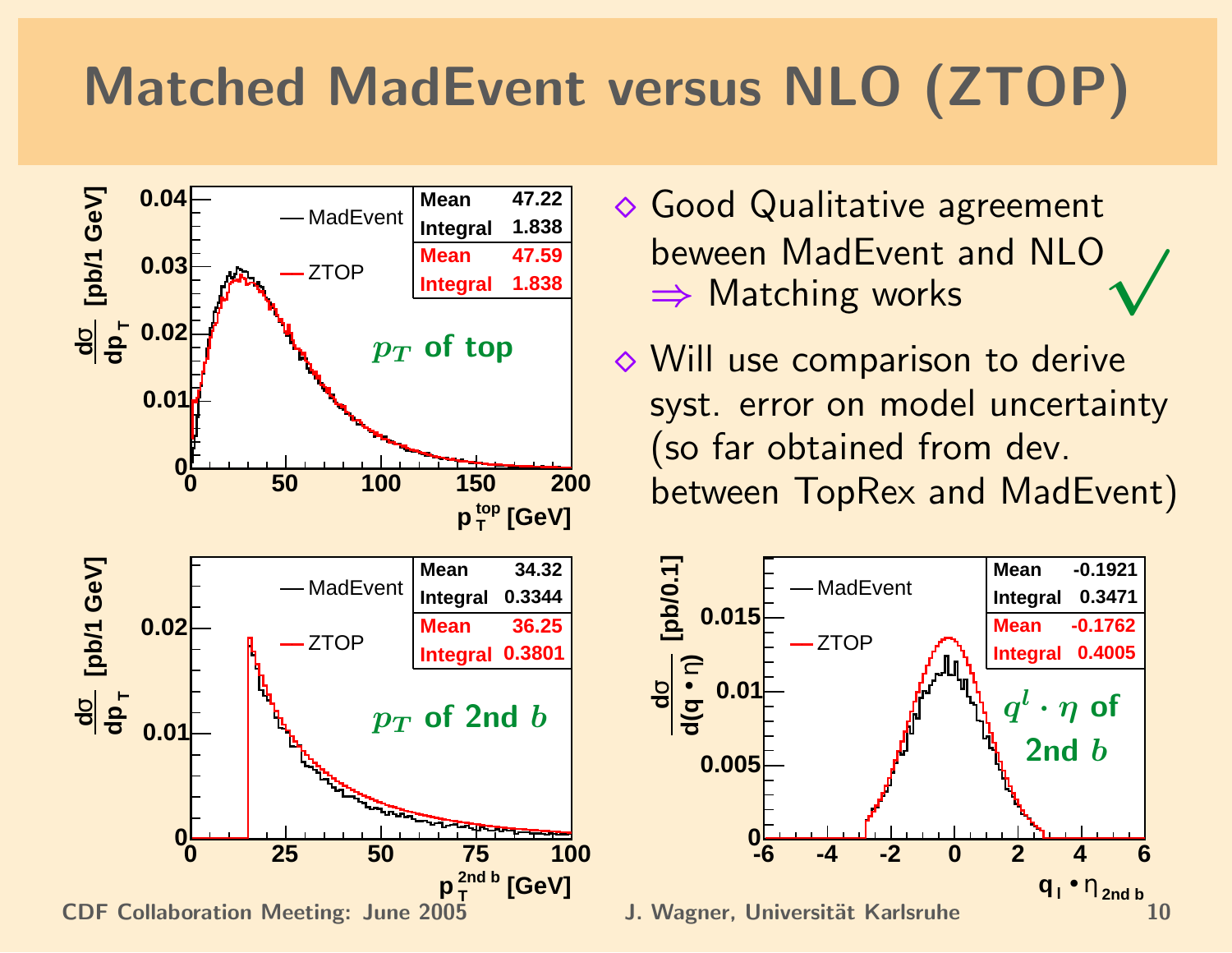# Matched MadEvent versus NLO (ZTOP)

- Good Qualitative agreement beween MadEvent and NLO $\Rightarrow$ Matching works ✓
- Will use comparison to derive syst. error on model uncertainty (so far obtained from dev. between TopRex and MadEvent)

**$p_T$ of top**

| | Mean | Integral |
|---|---|---|
| MadEvent | 47.22 | 1.838 |
| ZTOP | 47.59 | 1.838 |

**$p_T$ of 2nd $b$**

| | Mean | Integral |
|---|---|---|
| MadEvent | 34.32 | 0.3344 |
| ZTOP | 36.25 | 0.3801 |

**$q^l \cdot \eta$ of 2nd $b$**

| | Mean | Integral |
|---|---|---|
| MadEvent | -0.1921 | 0.3471 |
| ZTOP | -0.1762 | 0.4005 |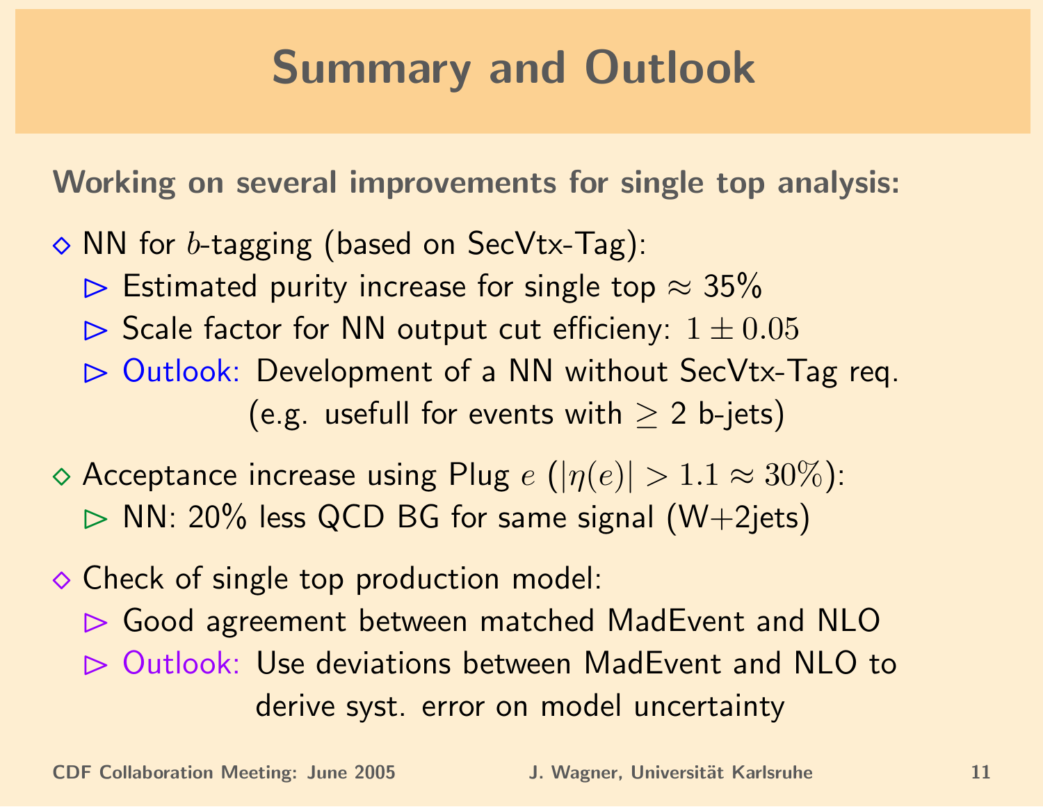# Summary and Outlook

**Working on several improvements for single top analysis:**

- NN for $b$-tagging (based on SecVtx-Tag):
  - Estimated purity increase for single top ≈ 35%
  - Scale factor for NN output cut efficieny: $1 \pm 0.05$
  - Outlook: Development of a NN without SecVtx-Tag req. (e.g. usefull for events with ≥ 2 b-jets)

- Acceptance increase using Plug $e$ ($|\eta(e)| > 1.1 \approx 30\%$):
  - NN: 20% less QCD BG for same signal (W+2jets)

- Check of single top production model:
  - Good agreement between matched MadEvent and NLO
  - Outlook: Use deviations between MadEvent and NLO to derive syst. error on model uncertainty